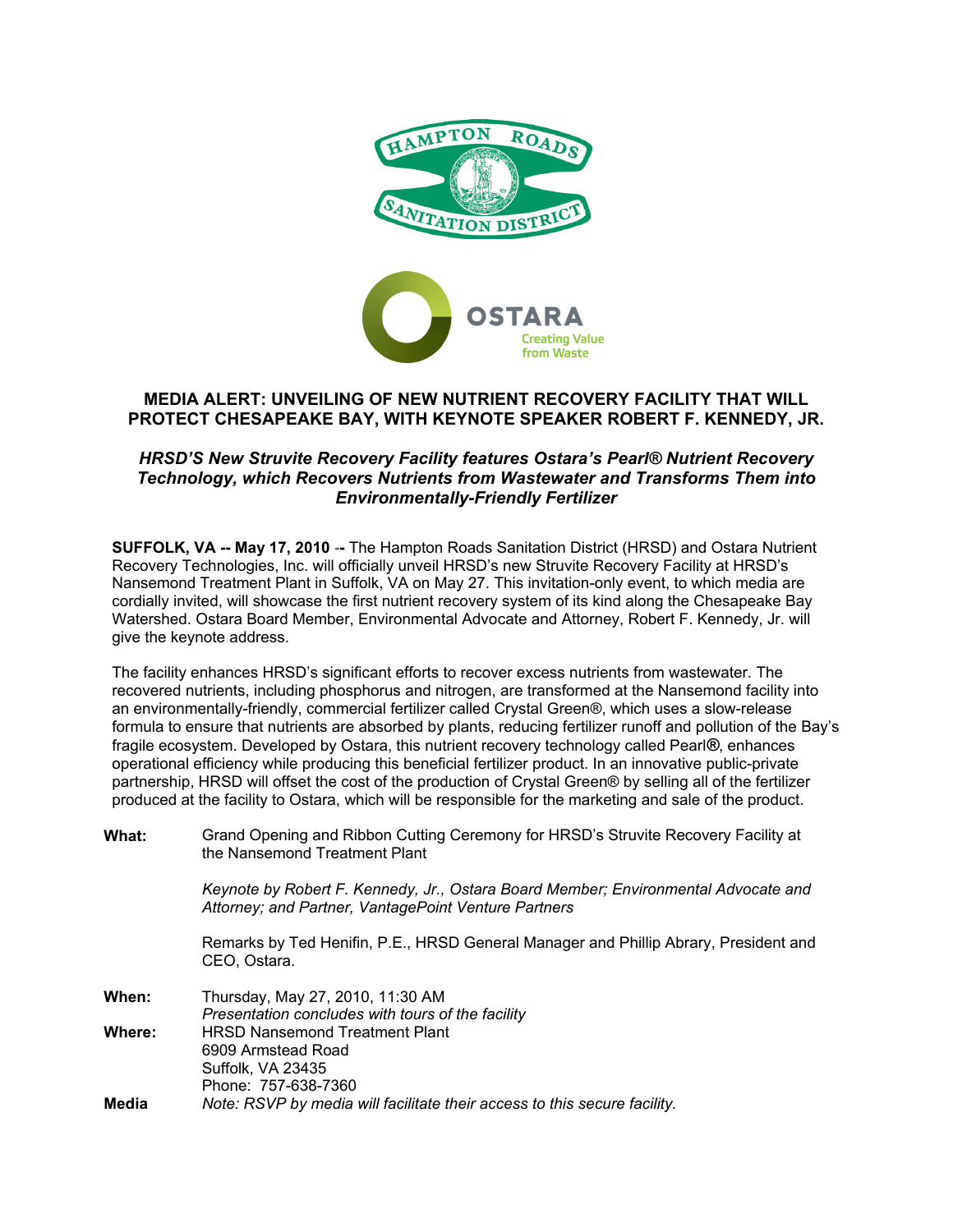# MEDIA ALERT: UNVEILING OF NEW NUTRIENT RECOVERY FACILITY THAT WILL PROTECT CHESAPEAKE BAY, WITH KEYNOTE SPEAKER ROBERT F. KENNEDY, JR.

***HRSD'S New Struvite Recovery Facility features Ostara's Pearl® Nutrient Recovery Technology, which Recovers Nutrients from Wastewater and Transforms Them into Environmentally-Friendly Fertilizer***

**SUFFOLK, VA -- May 17, 2010** -- The Hampton Roads Sanitation District (HRSD) and Ostara Nutrient Recovery Technologies, Inc. will officially unveil HRSD's new Struvite Recovery Facility at HRSD's Nansemond Treatment Plant in Suffolk, VA on May 27. This invitation-only event, to which media are cordially invited, will showcase the first nutrient recovery system of its kind along the Chesapeake Bay Watershed. Ostara Board Member, Environmental Advocate and Attorney, Robert F. Kennedy, Jr. will give the keynote address.

The facility enhances HRSD's significant efforts to recover excess nutrients from wastewater. The recovered nutrients, including phosphorus and nitrogen, are transformed at the Nansemond facility into an environmentally-friendly, commercial fertilizer called Crystal Green®, which uses a slow-release formula to ensure that nutrients are absorbed by plants, reducing fertilizer runoff and pollution of the Bay's fragile ecosystem. Developed by Ostara, this nutrient recovery technology called Pearl**®**, enhances operational efficiency while producing this beneficial fertilizer product. In an innovative public-private partnership, HRSD will offset the cost of the production of Crystal Green® by selling all of the fertilizer produced at the facility to Ostara, which will be responsible for the marketing and sale of the product.

**What:** Grand Opening and Ribbon Cutting Ceremony for HRSD's Struvite Recovery Facility at the Nansemond Treatment Plant

*Keynote by Robert F. Kennedy, Jr., Ostara Board Member; Environmental Advocate and Attorney; and Partner, VantagePoint Venture Partners*

Remarks by Ted Henifin, P.E., HRSD General Manager and Phillip Abrary, President and CEO, Ostara.

**When:** Thursday, May 27, 2010, 11:30 AM
*Presentation concludes with tours of the facility*

**Where:** HRSD Nansemond Treatment Plant
6909 Armstead Road
Suffolk, VA 23435
Phone: 757-638-7360

**Media** *Note: RSVP by media will facilitate their access to this secure facility.*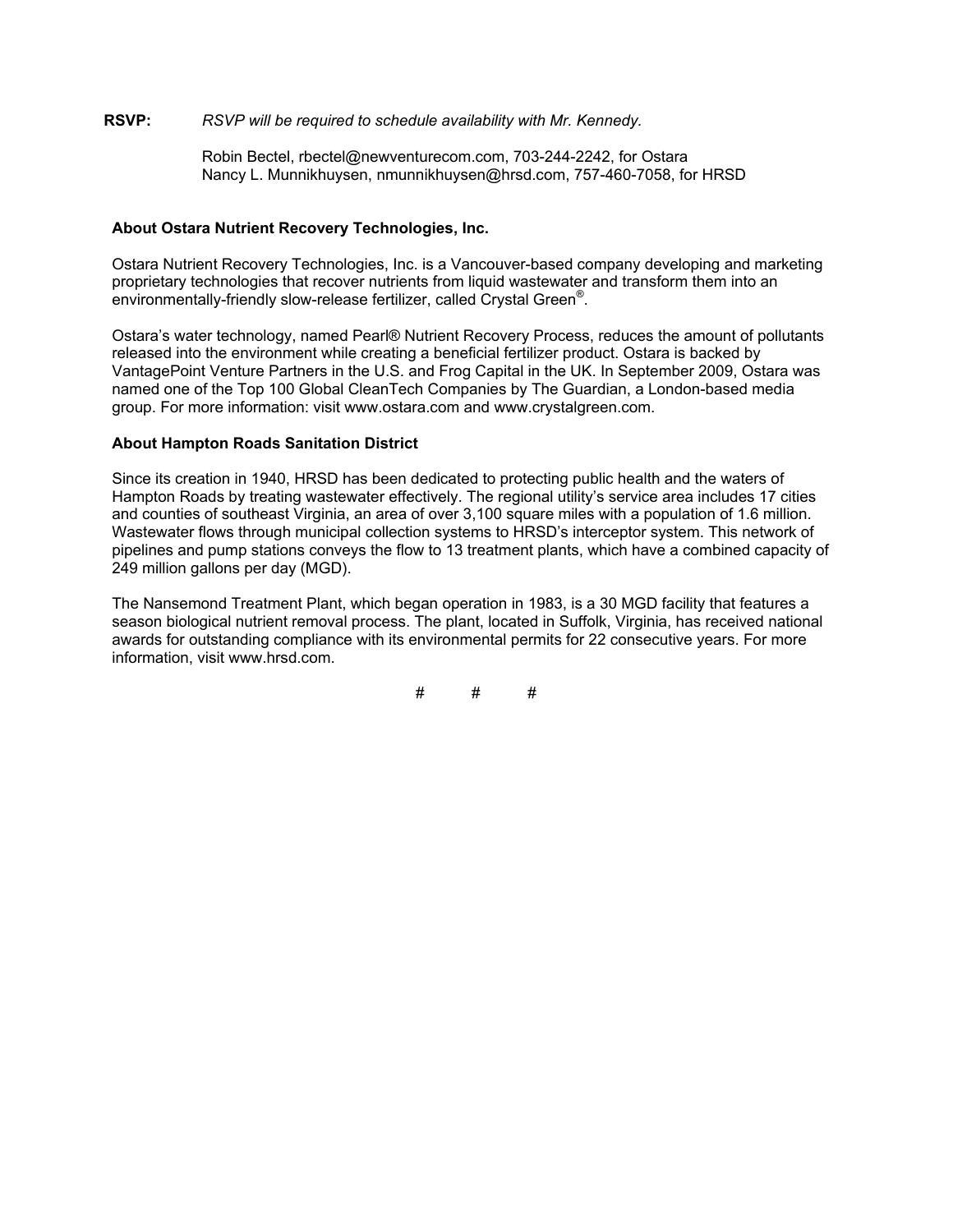**RSVP:** *RSVP will be required to schedule availability with Mr. Kennedy.*

Robin Bectel, rbectel@newventurecom.com, 703-244-2242, for Ostara
Nancy L. Munnikhuysen, nmunnikhuysen@hrsd.com, 757-460-7058, for HRSD

**About Ostara Nutrient Recovery Technologies, Inc.**

Ostara Nutrient Recovery Technologies, Inc. is a Vancouver-based company developing and marketing proprietary technologies that recover nutrients from liquid wastewater and transform them into an environmentally-friendly slow-release fertilizer, called Crystal Green®.

Ostara's water technology, named Pearl® Nutrient Recovery Process, reduces the amount of pollutants released into the environment while creating a beneficial fertilizer product. Ostara is backed by VantagePoint Venture Partners in the U.S. and Frog Capital in the UK. In September 2009, Ostara was named one of the Top 100 Global CleanTech Companies by The Guardian, a London-based media group. For more information: visit www.ostara.com and www.crystalgreen.com.

**About Hampton Roads Sanitation District**

Since its creation in 1940, HRSD has been dedicated to protecting public health and the waters of Hampton Roads by treating wastewater effectively. The regional utility's service area includes 17 cities and counties of southeast Virginia, an area of over 3,100 square miles with a population of 1.6 million. Wastewater flows through municipal collection systems to HRSD's interceptor system. This network of pipelines and pump stations conveys the flow to 13 treatment plants, which have a combined capacity of 249 million gallons per day (MGD).

The Nansemond Treatment Plant, which began operation in 1983, is a 30 MGD facility that features a season biological nutrient removal process. The plant, located in Suffolk, Virginia, has received national awards for outstanding compliance with its environmental permits for 22 consecutive years. For more information, visit www.hrsd.com.

# # #